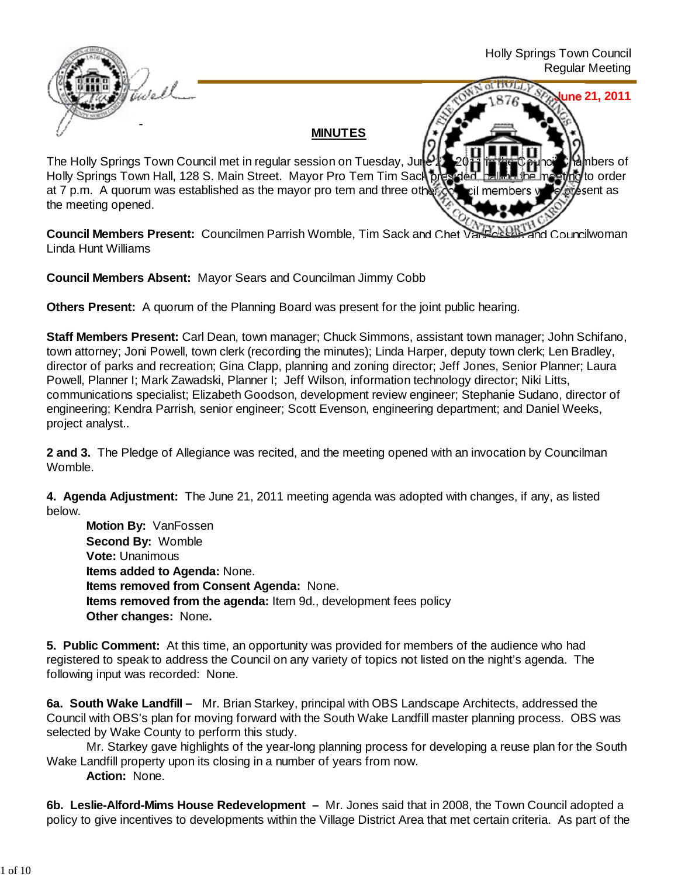Holly Springs Town Council
Regular Meeting

**June 21, 2011**

**MINUTES**

The Holly Springs Town Council met in regular session on Tuesday, June 21, 2011 in the Council Chambers of Holly Springs Town Hall, 128 S. Main Street. Mayor Pro Tem Tim Sack presided, calling the meeting to order at 7 p.m. A quorum was established as the mayor pro tem and three other council members were present as the meeting opened.

**Council Members Present:** Councilmen Parrish Womble, Tim Sack and Chet VanFossen and Councilwoman Linda Hunt Williams

**Council Members Absent:** Mayor Sears and Councilman Jimmy Cobb

**Others Present:** A quorum of the Planning Board was present for the joint public hearing.

**Staff Members Present:** Carl Dean, town manager; Chuck Simmons, assistant town manager; John Schifano, town attorney; Joni Powell, town clerk (recording the minutes); Linda Harper, deputy town clerk; Len Bradley, director of parks and recreation; Gina Clapp, planning and zoning director; Jeff Jones, Senior Planner; Laura Powell, Planner I; Mark Zawadski, Planner I; Jeff Wilson, information technology director; Niki Litts, communications specialist; Elizabeth Goodson, development review engineer; Stephanie Sudano, director of engineering; Kendra Parrish, senior engineer; Scott Evenson, engineering department; and Daniel Weeks, project analyst..

**2 and 3.** The Pledge of Allegiance was recited, and the meeting opened with an invocation by Councilman Womble.

**4. Agenda Adjustment:** The June 21, 2011 meeting agenda was adopted with changes, if any, as listed below.

> **Motion By:** VanFossen
> **Second By:** Womble
> **Vote:** Unanimous
> **Items added to Agenda:** None.
> **Items removed from Consent Agenda:** None.
> **Items removed from the agenda:** Item 9d., development fees policy
> **Other changes:** None**.**

**5. Public Comment:** At this time, an opportunity was provided for members of the audience who had registered to speak to address the Council on any variety of topics not listed on the night's agenda. The following input was recorded: None.

**6a. South Wake Landfill –** Mr. Brian Starkey, principal with OBS Landscape Architects, addressed the Council with OBS's plan for moving forward with the South Wake Landfill master planning process. OBS was selected by Wake County to perform this study.

Mr. Starkey gave highlights of the year-long planning process for developing a reuse plan for the South Wake Landfill property upon its closing in a number of years from now.

**Action:** None.

**6b. Leslie-Alford-Mims House Redevelopment –** Mr. Jones said that in 2008, the Town Council adopted a policy to give incentives to developments within the Village District Area that met certain criteria. As part of the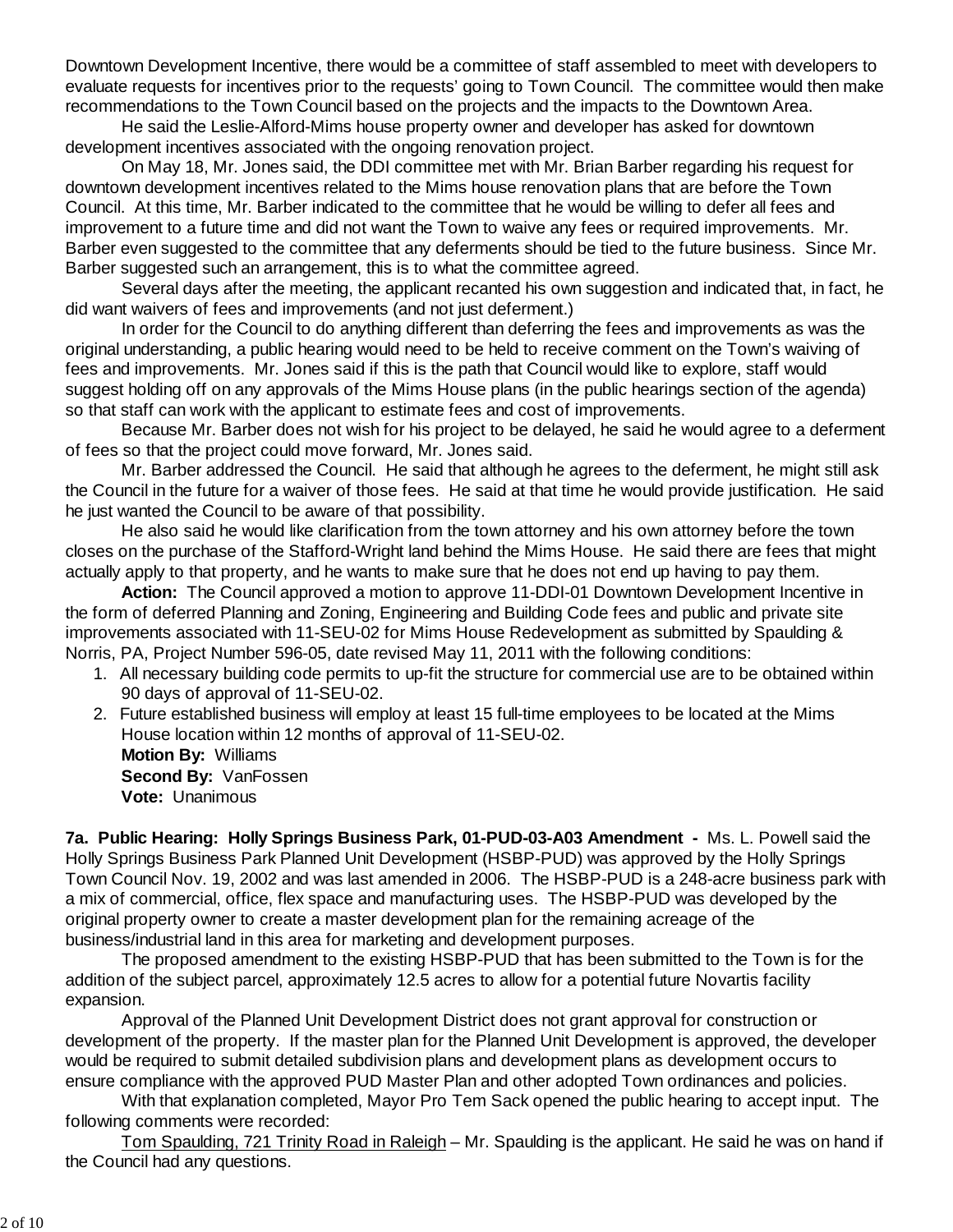Downtown Development Incentive, there would be a committee of staff assembled to meet with developers to evaluate requests for incentives prior to the requests' going to Town Council. The committee would then make recommendations to the Town Council based on the projects and the impacts to the Downtown Area.

He said the Leslie-Alford-Mims house property owner and developer has asked for downtown development incentives associated with the ongoing renovation project.

On May 18, Mr. Jones said, the DDI committee met with Mr. Brian Barber regarding his request for downtown development incentives related to the Mims house renovation plans that are before the Town Council. At this time, Mr. Barber indicated to the committee that he would be willing to defer all fees and improvement to a future time and did not want the Town to waive any fees or required improvements. Mr. Barber even suggested to the committee that any deferments should be tied to the future business. Since Mr. Barber suggested such an arrangement, this is to what the committee agreed.

Several days after the meeting, the applicant recanted his own suggestion and indicated that, in fact, he did want waivers of fees and improvements (and not just deferment.)

In order for the Council to do anything different than deferring the fees and improvements as was the original understanding, a public hearing would need to be held to receive comment on the Town's waiving of fees and improvements. Mr. Jones said if this is the path that Council would like to explore, staff would suggest holding off on any approvals of the Mims House plans (in the public hearings section of the agenda) so that staff can work with the applicant to estimate fees and cost of improvements.

Because Mr. Barber does not wish for his project to be delayed, he said he would agree to a deferment of fees so that the project could move forward, Mr. Jones said.

Mr. Barber addressed the Council. He said that although he agrees to the deferment, he might still ask the Council in the future for a waiver of those fees. He said at that time he would provide justification. He said he just wanted the Council to be aware of that possibility.

He also said he would like clarification from the town attorney and his own attorney before the town closes on the purchase of the Stafford-Wright land behind the Mims House. He said there are fees that might actually apply to that property, and he wants to make sure that he does not end up having to pay them.

**Action:** The Council approved a motion to approve 11-DDI-01 Downtown Development Incentive in the form of deferred Planning and Zoning, Engineering and Building Code fees and public and private site improvements associated with 11-SEU-02 for Mims House Redevelopment as submitted by Spaulding & Norris, PA, Project Number 596-05, date revised May 11, 2011 with the following conditions:

1. All necessary building code permits to up-fit the structure for commercial use are to be obtained within 90 days of approval of 11-SEU-02.
2. Future established business will employ at least 15 full-time employees to be located at the Mims House location within 12 months of approval of 11-SEU-02.

**Motion By:** Williams
**Second By:** VanFossen
**Vote:** Unanimous

**7a. Public Hearing: Holly Springs Business Park, 01-PUD-03-A03 Amendment -** Ms. L. Powell said the Holly Springs Business Park Planned Unit Development (HSBP-PUD) was approved by the Holly Springs Town Council Nov. 19, 2002 and was last amended in 2006. The HSBP-PUD is a 248-acre business park with a mix of commercial, office, flex space and manufacturing uses. The HSBP-PUD was developed by the original property owner to create a master development plan for the remaining acreage of the business/industrial land in this area for marketing and development purposes.

The proposed amendment to the existing HSBP-PUD that has been submitted to the Town is for the addition of the subject parcel, approximately 12.5 acres to allow for a potential future Novartis facility expansion.

Approval of the Planned Unit Development District does not grant approval for construction or development of the property. If the master plan for the Planned Unit Development is approved, the developer would be required to submit detailed subdivision plans and development plans as development occurs to ensure compliance with the approved PUD Master Plan and other adopted Town ordinances and policies.

With that explanation completed, Mayor Pro Tem Sack opened the public hearing to accept input. The following comments were recorded:

Tom Spaulding, 721 Trinity Road in Raleigh – Mr. Spaulding is the applicant. He said he was on hand if the Council had any questions.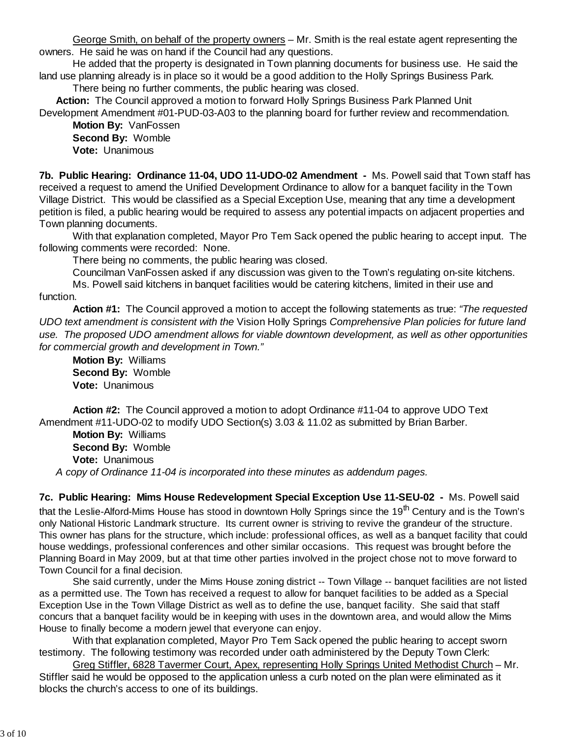George Smith, on behalf of the property owners – Mr. Smith is the real estate agent representing the owners. He said he was on hand if the Council had any questions.

He added that the property is designated in Town planning documents for business use. He said the land use planning already is in place so it would be a good addition to the Holly Springs Business Park.

There being no further comments, the public hearing was closed.

**Action:** The Council approved a motion to forward Holly Springs Business Park Planned Unit Development Amendment #01-PUD-03-A03 to the planning board for further review and recommendation.

**Motion By:** VanFossen
**Second By:** Womble
**Vote:** Unanimous

**7b. Public Hearing: Ordinance 11-04, UDO 11-UDO-02 Amendment -** Ms. Powell said that Town staff has received a request to amend the Unified Development Ordinance to allow for a banquet facility in the Town Village District. This would be classified as a Special Exception Use, meaning that any time a development petition is filed, a public hearing would be required to assess any potential impacts on adjacent properties and Town planning documents.

With that explanation completed, Mayor Pro Tem Sack opened the public hearing to accept input. The following comments were recorded: None.

There being no comments, the public hearing was closed.

Councilman VanFossen asked if any discussion was given to the Town's regulating on-site kitchens.

Ms. Powell said kitchens in banquet facilities would be catering kitchens, limited in their use and function.

**Action #1:** The Council approved a motion to accept the following statements as true: *"The requested UDO text amendment is consistent with the* Vision Holly Springs *Comprehensive Plan policies for future land use. The proposed UDO amendment allows for viable downtown development, as well as other opportunities for commercial growth and development in Town."*

**Motion By:** Williams
**Second By:** Womble
**Vote:** Unanimous

**Action #2:** The Council approved a motion to adopt Ordinance #11-04 to approve UDO Text Amendment #11-UDO-02 to modify UDO Section(s) 3.03 & 11.02 as submitted by Brian Barber.

**Motion By:** Williams
**Second By:** Womble
**Vote:** Unanimous

*A copy of Ordinance 11-04 is incorporated into these minutes as addendum pages.*

**7c. Public Hearing: Mims House Redevelopment Special Exception Use 11-SEU-02 -** Ms. Powell said that the Leslie-Alford-Mims House has stood in downtown Holly Springs since the 19th Century and is the Town's only National Historic Landmark structure. Its current owner is striving to revive the grandeur of the structure. This owner has plans for the structure, which include: professional offices, as well as a banquet facility that could house weddings, professional conferences and other similar occasions. This request was brought before the Planning Board in May 2009, but at that time other parties involved in the project chose not to move forward to Town Council for a final decision.

She said currently, under the Mims House zoning district -- Town Village -- banquet facilities are not listed as a permitted use. The Town has received a request to allow for banquet facilities to be added as a Special Exception Use in the Town Village District as well as to define the use, banquet facility. She said that staff concurs that a banquet facility would be in keeping with uses in the downtown area, and would allow the Mims House to finally become a modern jewel that everyone can enjoy.

With that explanation completed, Mayor Pro Tem Sack opened the public hearing to accept sworn testimony. The following testimony was recorded under oath administered by the Deputy Town Clerk:

Greg Stiffler, 6828 Tavermer Court, Apex, representing Holly Springs United Methodist Church – Mr. Stiffler said he would be opposed to the application unless a curb noted on the plan were eliminated as it blocks the church's access to one of its buildings.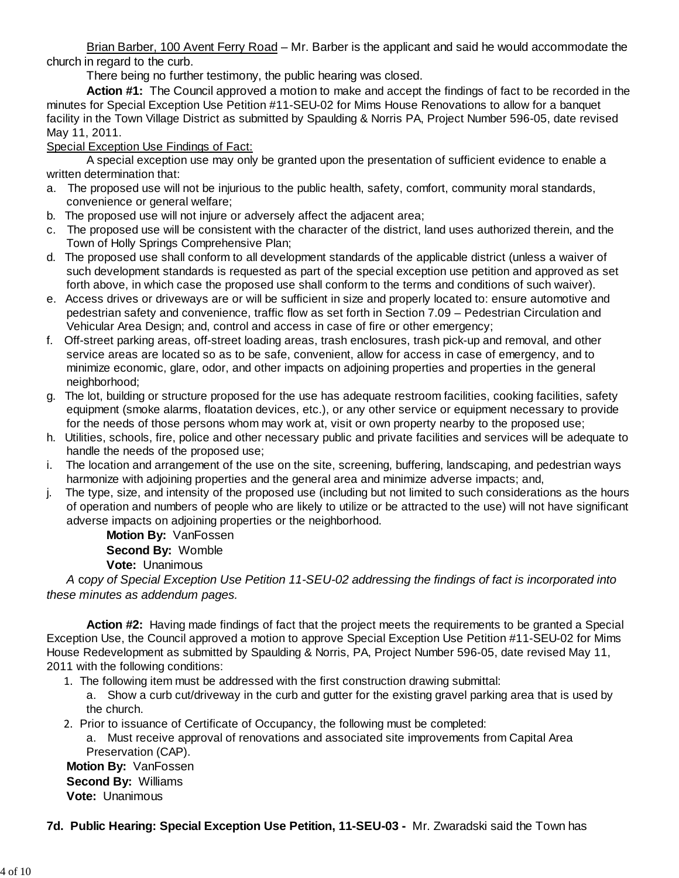Brian Barber, 100 Avent Ferry Road – Mr. Barber is the applicant and said he would accommodate the church in regard to the curb.

There being no further testimony, the public hearing was closed.

**Action #1:** The Council approved a motion to make and accept the findings of fact to be recorded in the minutes for Special Exception Use Petition #11-SEU-02 for Mims House Renovations to allow for a banquet facility in the Town Village District as submitted by Spaulding & Norris PA, Project Number 596-05, date revised May 11, 2011.

Special Exception Use Findings of Fact:

A special exception use may only be granted upon the presentation of sufficient evidence to enable a written determination that:

a. The proposed use will not be injurious to the public health, safety, comfort, community moral standards, convenience or general welfare;
b. The proposed use will not injure or adversely affect the adjacent area;
c. The proposed use will be consistent with the character of the district, land uses authorized therein, and the Town of Holly Springs Comprehensive Plan;
d. The proposed use shall conform to all development standards of the applicable district (unless a waiver of such development standards is requested as part of the special exception use petition and approved as set forth above, in which case the proposed use shall conform to the terms and conditions of such waiver).
e. Access drives or driveways are or will be sufficient in size and properly located to: ensure automotive and pedestrian safety and convenience, traffic flow as set forth in Section 7.09 – Pedestrian Circulation and Vehicular Area Design; and, control and access in case of fire or other emergency;
f. Off-street parking areas, off-street loading areas, trash enclosures, trash pick-up and removal, and other service areas are located so as to be safe, convenient, allow for access in case of emergency, and to minimize economic, glare, odor, and other impacts on adjoining properties and properties in the general neighborhood;
g. The lot, building or structure proposed for the use has adequate restroom facilities, cooking facilities, safety equipment (smoke alarms, floatation devices, etc.), or any other service or equipment necessary to provide for the needs of those persons whom may work at, visit or own property nearby to the proposed use;
h. Utilities, schools, fire, police and other necessary public and private facilities and services will be adequate to handle the needs of the proposed use;
i. The location and arrangement of the use on the site, screening, buffering, landscaping, and pedestrian ways harmonize with adjoining properties and the general area and minimize adverse impacts; and,
j. The type, size, and intensity of the proposed use (including but not limited to such considerations as the hours of operation and numbers of people who are likely to utilize or be attracted to the use) will not have significant adverse impacts on adjoining properties or the neighborhood.

**Motion By:** VanFossen
**Second By:** Womble
**Vote:** Unanimous

*A copy of Special Exception Use Petition 11-SEU-02 addressing the findings of fact is incorporated into these minutes as addendum pages.*

**Action #2:** Having made findings of fact that the project meets the requirements to be granted a Special Exception Use, the Council approved a motion to approve Special Exception Use Petition #11-SEU-02 for Mims House Redevelopment as submitted by Spaulding & Norris, PA, Project Number 596-05, date revised May 11, 2011 with the following conditions:

1. The following item must be addressed with the first construction drawing submittal:
   a. Show a curb cut/driveway in the curb and gutter for the existing gravel parking area that is used by the church.
2. Prior to issuance of Certificate of Occupancy, the following must be completed:
   a. Must receive approval of renovations and associated site improvements from Capital Area Preservation (CAP).

**Motion By:** VanFossen
**Second By:** Williams
**Vote:** Unanimous

**7d. Public Hearing: Special Exception Use Petition, 11-SEU-03 -** Mr. Zwaradski said the Town has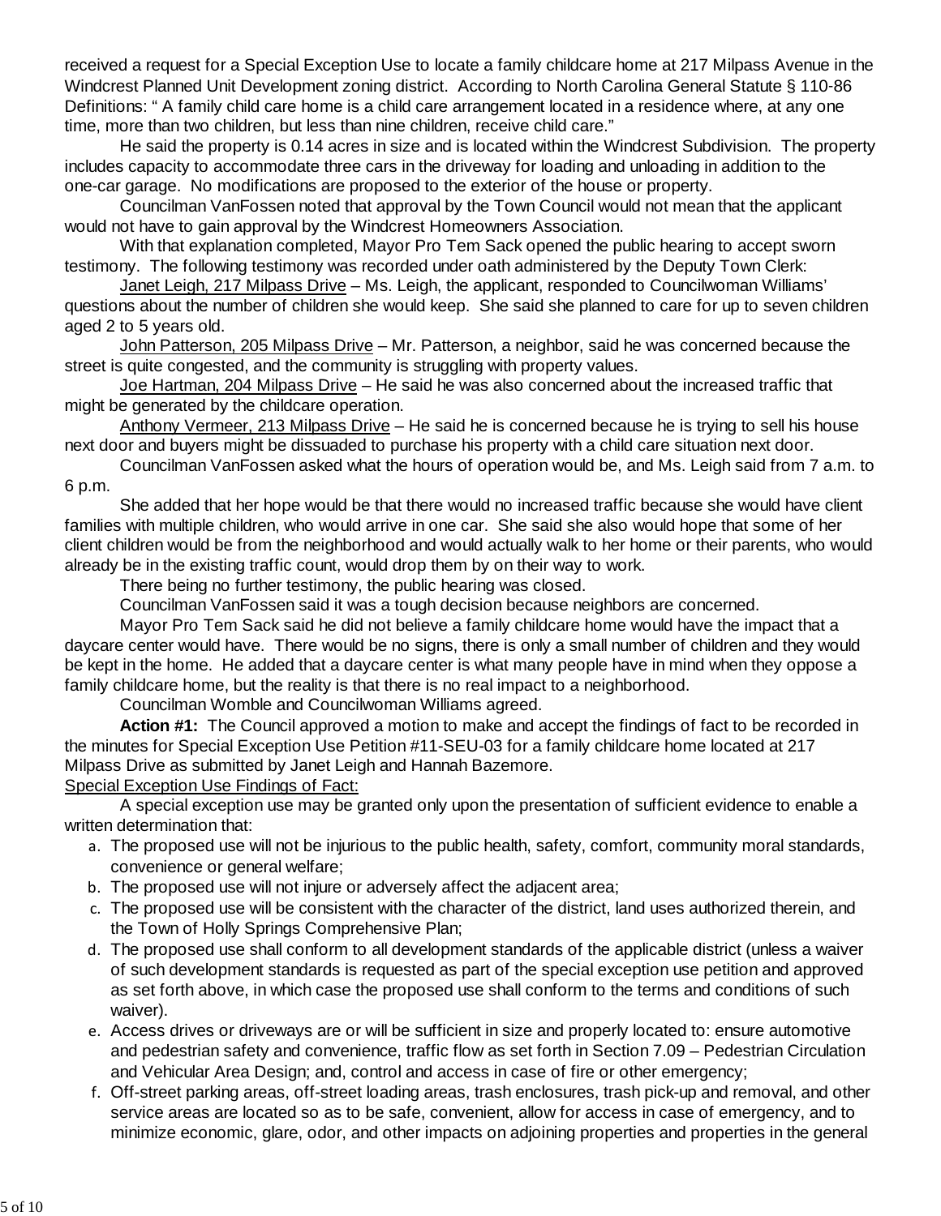received a request for a Special Exception Use to locate a family childcare home at 217 Milpass Avenue in the Windcrest Planned Unit Development zoning district. According to North Carolina General Statute § 110-86 Definitions: " A family child care home is a child care arrangement located in a residence where, at any one time, more than two children, but less than nine children, receive child care."

He said the property is 0.14 acres in size and is located within the Windcrest Subdivision. The property includes capacity to accommodate three cars in the driveway for loading and unloading in addition to the one-car garage. No modifications are proposed to the exterior of the house or property.

Councilman VanFossen noted that approval by the Town Council would not mean that the applicant would not have to gain approval by the Windcrest Homeowners Association.

With that explanation completed, Mayor Pro Tem Sack opened the public hearing to accept sworn testimony. The following testimony was recorded under oath administered by the Deputy Town Clerk:

Janet Leigh, 217 Milpass Drive – Ms. Leigh, the applicant, responded to Councilwoman Williams' questions about the number of children she would keep. She said she planned to care for up to seven children aged 2 to 5 years old.

John Patterson, 205 Milpass Drive – Mr. Patterson, a neighbor, said he was concerned because the street is quite congested, and the community is struggling with property values.

Joe Hartman, 204 Milpass Drive – He said he was also concerned about the increased traffic that might be generated by the childcare operation.

Anthony Vermeer, 213 Milpass Drive – He said he is concerned because he is trying to sell his house next door and buyers might be dissuaded to purchase his property with a child care situation next door.

Councilman VanFossen asked what the hours of operation would be, and Ms. Leigh said from 7 a.m. to 6 p.m.

She added that her hope would be that there would no increased traffic because she would have client families with multiple children, who would arrive in one car. She said she also would hope that some of her client children would be from the neighborhood and would actually walk to her home or their parents, who would already be in the existing traffic count, would drop them by on their way to work.

There being no further testimony, the public hearing was closed.

Councilman VanFossen said it was a tough decision because neighbors are concerned.

Mayor Pro Tem Sack said he did not believe a family childcare home would have the impact that a daycare center would have. There would be no signs, there is only a small number of children and they would be kept in the home. He added that a daycare center is what many people have in mind when they oppose a family childcare home, but the reality is that there is no real impact to a neighborhood.

Councilman Womble and Councilwoman Williams agreed.

**Action #1:** The Council approved a motion to make and accept the findings of fact to be recorded in the minutes for Special Exception Use Petition #11-SEU-03 for a family childcare home located at 217 Milpass Drive as submitted by Janet Leigh and Hannah Bazemore.

Special Exception Use Findings of Fact:

A special exception use may be granted only upon the presentation of sufficient evidence to enable a written determination that:

a. The proposed use will not be injurious to the public health, safety, comfort, community moral standards, convenience or general welfare;
b. The proposed use will not injure or adversely affect the adjacent area;
c. The proposed use will be consistent with the character of the district, land uses authorized therein, and the Town of Holly Springs Comprehensive Plan;
d. The proposed use shall conform to all development standards of the applicable district (unless a waiver of such development standards is requested as part of the special exception use petition and approved as set forth above, in which case the proposed use shall conform to the terms and conditions of such waiver).
e. Access drives or driveways are or will be sufficient in size and properly located to: ensure automotive and pedestrian safety and convenience, traffic flow as set forth in Section 7.09 – Pedestrian Circulation and Vehicular Area Design; and, control and access in case of fire or other emergency;
f. Off-street parking areas, off-street loading areas, trash enclosures, trash pick-up and removal, and other service areas are located so as to be safe, convenient, allow for access in case of emergency, and to minimize economic, glare, odor, and other impacts on adjoining properties and properties in the general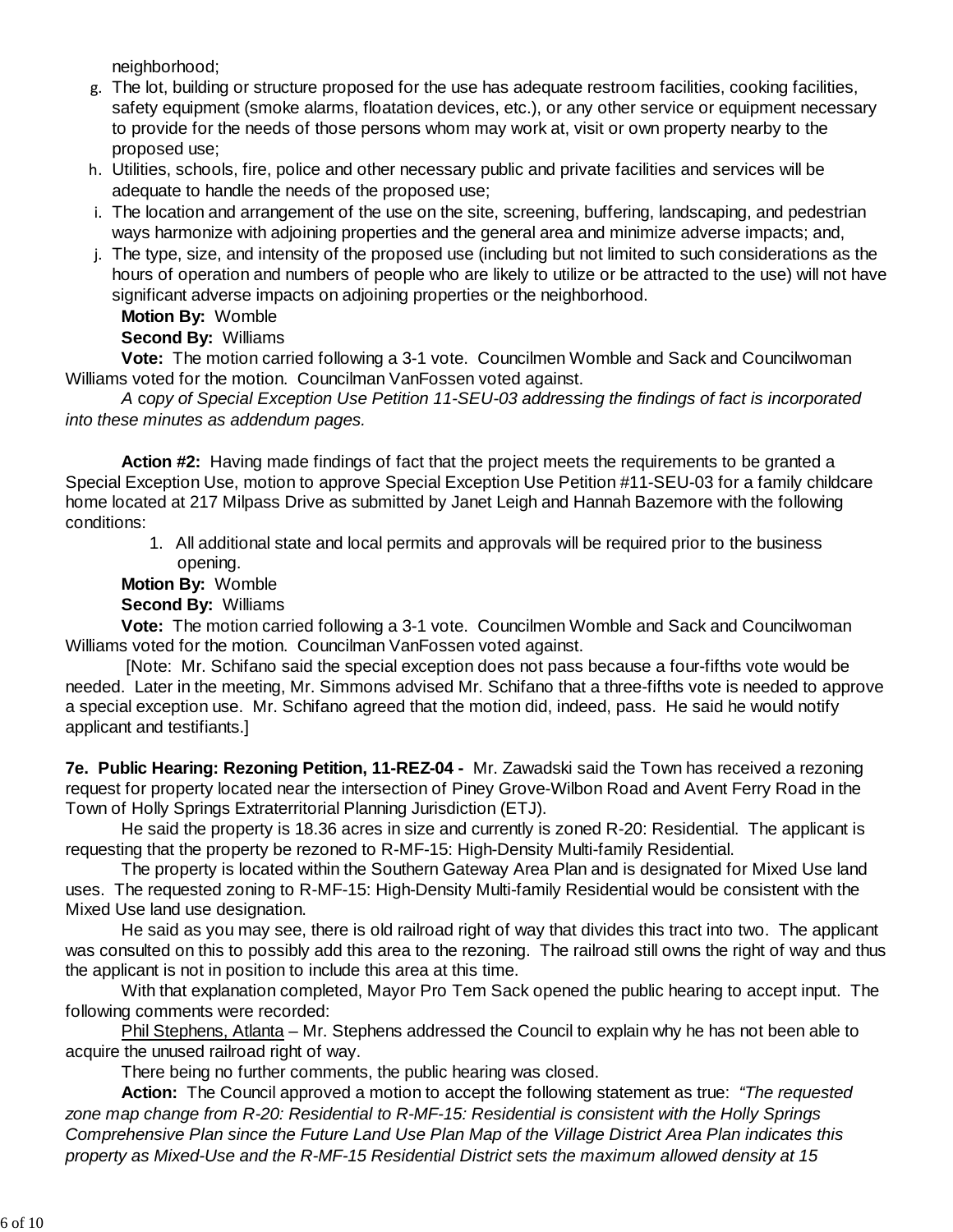neighborhood;

g. The lot, building or structure proposed for the use has adequate restroom facilities, cooking facilities, safety equipment (smoke alarms, floatation devices, etc.), or any other service or equipment necessary to provide for the needs of those persons whom may work at, visit or own property nearby to the proposed use;
h. Utilities, schools, fire, police and other necessary public and private facilities and services will be adequate to handle the needs of the proposed use;
i. The location and arrangement of the use on the site, screening, buffering, landscaping, and pedestrian ways harmonize with adjoining properties and the general area and minimize adverse impacts; and,
j. The type, size, and intensity of the proposed use (including but not limited to such considerations as the hours of operation and numbers of people who are likely to utilize or be attracted to the use) will not have significant adverse impacts on adjoining properties or the neighborhood.

**Motion By:** Womble

**Second By:** Williams

**Vote:** The motion carried following a 3-1 vote. Councilmen Womble and Sack and Councilwoman Williams voted for the motion. Councilman VanFossen voted against.

*A copy of Special Exception Use Petition 11-SEU-03 addressing the findings of fact is incorporated into these minutes as addendum pages.*

**Action #2:** Having made findings of fact that the project meets the requirements to be granted a Special Exception Use, motion to approve Special Exception Use Petition #11-SEU-03 for a family childcare home located at 217 Milpass Drive as submitted by Janet Leigh and Hannah Bazemore with the following conditions:

1. All additional state and local permits and approvals will be required prior to the business opening.

**Motion By:** Womble

**Second By:** Williams

**Vote:** The motion carried following a 3-1 vote. Councilmen Womble and Sack and Councilwoman Williams voted for the motion. Councilman VanFossen voted against.

[Note: Mr. Schifano said the special exception does not pass because a four-fifths vote would be needed. Later in the meeting, Mr. Simmons advised Mr. Schifano that a three-fifths vote is needed to approve a special exception use. Mr. Schifano agreed that the motion did, indeed, pass. He said he would notify applicant and testifiants.]

**7e. Public Hearing: Rezoning Petition, 11-REZ-04 -** Mr. Zawadski said the Town has received a rezoning request for property located near the intersection of Piney Grove-Wilbon Road and Avent Ferry Road in the Town of Holly Springs Extraterritorial Planning Jurisdiction (ETJ).

He said the property is 18.36 acres in size and currently is zoned R-20: Residential. The applicant is requesting that the property be rezoned to R-MF-15: High-Density Multi-family Residential.

The property is located within the Southern Gateway Area Plan and is designated for Mixed Use land uses. The requested zoning to R-MF-15: High-Density Multi-family Residential would be consistent with the Mixed Use land use designation.

He said as you may see, there is old railroad right of way that divides this tract into two. The applicant was consulted on this to possibly add this area to the rezoning. The railroad still owns the right of way and thus the applicant is not in position to include this area at this time.

With that explanation completed, Mayor Pro Tem Sack opened the public hearing to accept input. The following comments were recorded:

Phil Stephens, Atlanta – Mr. Stephens addressed the Council to explain why he has not been able to acquire the unused railroad right of way.

There being no further comments, the public hearing was closed.

**Action:** The Council approved a motion to accept the following statement as true: *"The requested zone map change from R-20: Residential to R-MF-15: Residential is consistent with the Holly Springs Comprehensive Plan since the Future Land Use Plan Map of the Village District Area Plan indicates this property as Mixed-Use and the R-MF-15 Residential District sets the maximum allowed density at 15*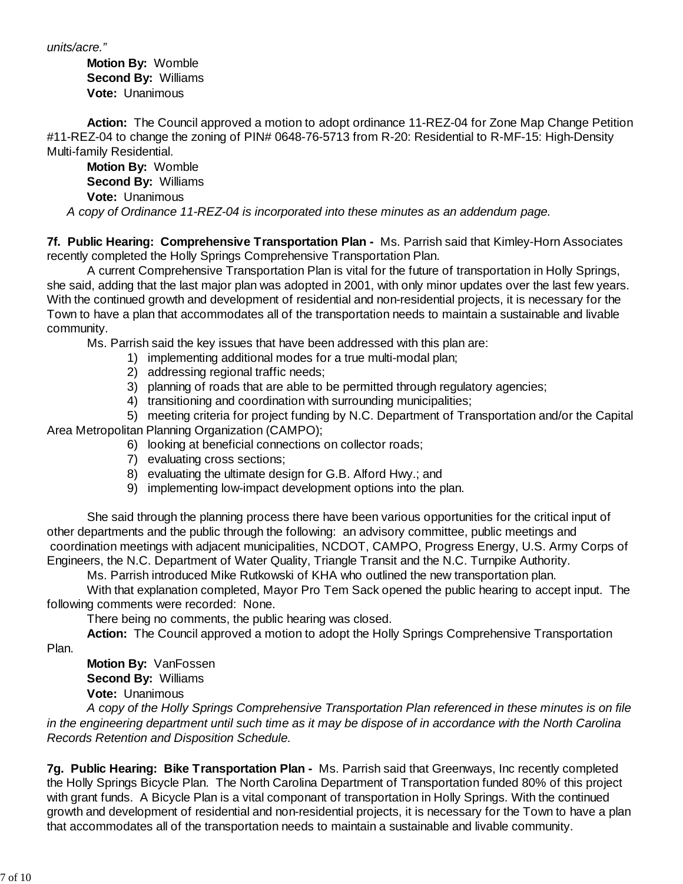*units/acre."*

**Motion By:** Womble
**Second By:** Williams
**Vote:** Unanimous

**Action:** The Council approved a motion to adopt ordinance 11-REZ-04 for Zone Map Change Petition #11-REZ-04 to change the zoning of PIN# 0648-76-5713 from R-20: Residential to R-MF-15: High-Density Multi-family Residential.

**Motion By:** Womble
**Second By:** Williams
**Vote:** Unanimous

*A copy of Ordinance 11-REZ-04 is incorporated into these minutes as an addendum page.*

**7f. Public Hearing: Comprehensive Transportation Plan -** Ms. Parrish said that Kimley-Horn Associates recently completed the Holly Springs Comprehensive Transportation Plan.

A current Comprehensive Transportation Plan is vital for the future of transportation in Holly Springs, she said, adding that the last major plan was adopted in 2001, with only minor updates over the last few years. With the continued growth and development of residential and non-residential projects, it is necessary for the Town to have a plan that accommodates all of the transportation needs to maintain a sustainable and livable community.

Ms. Parrish said the key issues that have been addressed with this plan are:

1) implementing additional modes for a true multi-modal plan;
2) addressing regional traffic needs;
3) planning of roads that are able to be permitted through regulatory agencies;
4) transitioning and coordination with surrounding municipalities;
5) meeting criteria for project funding by N.C. Department of Transportation and/or the Capital Area Metropolitan Planning Organization (CAMPO);
6) looking at beneficial connections on collector roads;
7) evaluating cross sections;
8) evaluating the ultimate design for G.B. Alford Hwy.; and
9) implementing low-impact development options into the plan.

She said through the planning process there have been various opportunities for the critical input of other departments and the public through the following: an advisory committee, public meetings and coordination meetings with adjacent municipalities, NCDOT, CAMPO, Progress Energy, U.S. Army Corps of Engineers, the N.C. Department of Water Quality, Triangle Transit and the N.C. Turnpike Authority.

Ms. Parrish introduced Mike Rutkowski of KHA who outlined the new transportation plan.

With that explanation completed, Mayor Pro Tem Sack opened the public hearing to accept input. The following comments were recorded: None.

There being no comments, the public hearing was closed.

**Action:** The Council approved a motion to adopt the Holly Springs Comprehensive Transportation Plan.

**Motion By:** VanFossen
**Second By:** Williams
**Vote:** Unanimous

*A copy of the Holly Springs Comprehensive Transportation Plan referenced in these minutes is on file in the engineering department until such time as it may be dispose of in accordance with the North Carolina Records Retention and Disposition Schedule.*

**7g. Public Hearing: Bike Transportation Plan -** Ms. Parrish said that Greenways, Inc recently completed the Holly Springs Bicycle Plan. The North Carolina Department of Transportation funded 80% of this project with grant funds. A Bicycle Plan is a vital componant of transportation in Holly Springs. With the continued growth and development of residential and non-residential projects, it is necessary for the Town to have a plan that accommodates all of the transportation needs to maintain a sustainable and livable community.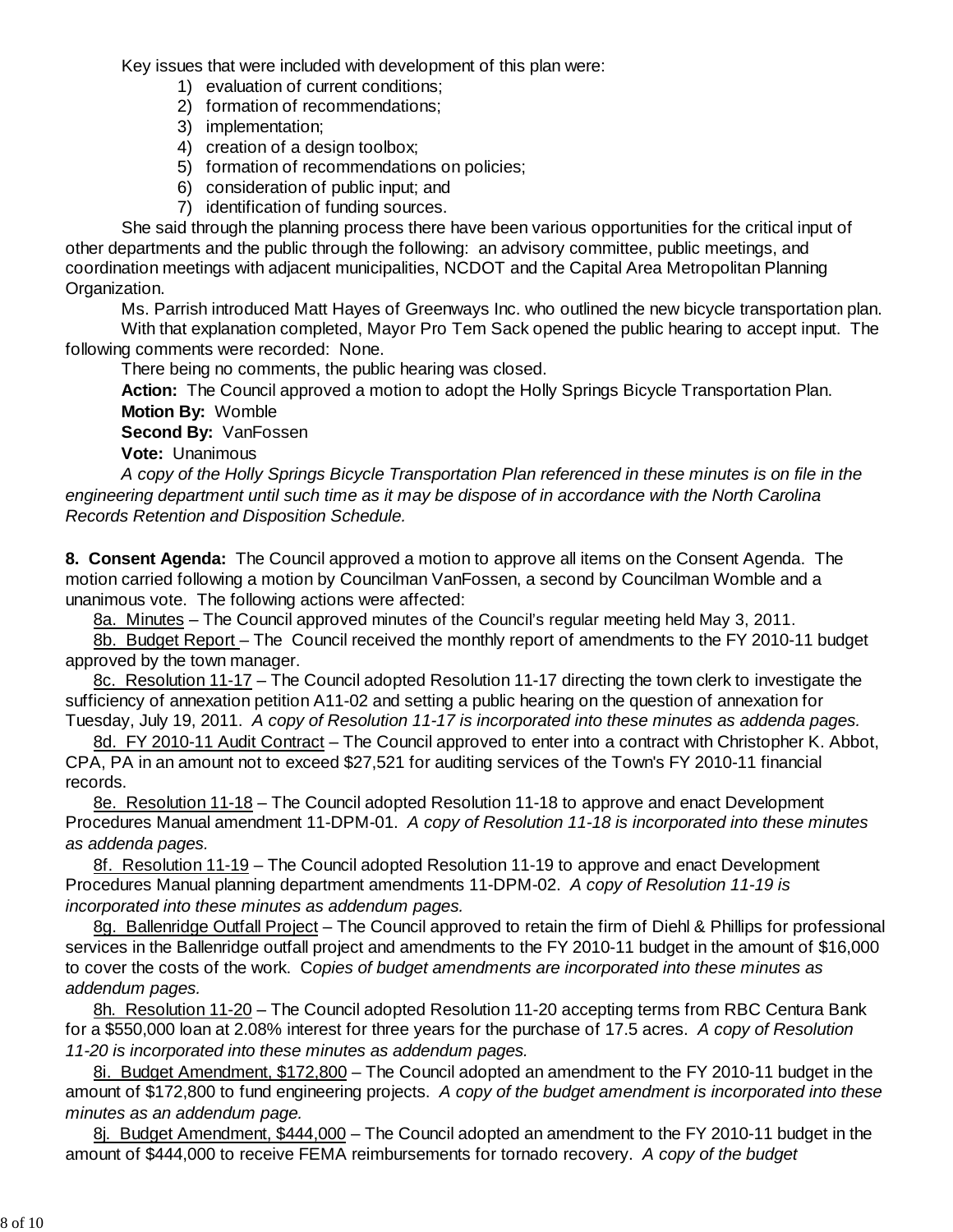Key issues that were included with development of this plan were:

1) evaluation of current conditions;
2) formation of recommendations;
3) implementation;
4) creation of a design toolbox;
5) formation of recommendations on policies;
6) consideration of public input; and
7) identification of funding sources.

She said through the planning process there have been various opportunities for the critical input of other departments and the public through the following: an advisory committee, public meetings, and coordination meetings with adjacent municipalities, NCDOT and the Capital Area Metropolitan Planning Organization.

Ms. Parrish introduced Matt Hayes of Greenways Inc. who outlined the new bicycle transportation plan.

With that explanation completed, Mayor Pro Tem Sack opened the public hearing to accept input. The following comments were recorded: None.

There being no comments, the public hearing was closed.

**Action:** The Council approved a motion to adopt the Holly Springs Bicycle Transportation Plan.

**Motion By:** Womble

**Second By:** VanFossen

**Vote:** Unanimous

*A copy of the Holly Springs Bicycle Transportation Plan referenced in these minutes is on file in the engineering department until such time as it may be dispose of in accordance with the North Carolina Records Retention and Disposition Schedule.*

**8. Consent Agenda:** The Council approved a motion to approve all items on the Consent Agenda. The motion carried following a motion by Councilman VanFossen, a second by Councilman Womble and a unanimous vote. The following actions were affected:

8a. Minutes – The Council approved minutes of the Council's regular meeting held May 3, 2011.

8b. Budget Report – The Council received the monthly report of amendments to the FY 2010-11 budget approved by the town manager.

8c. Resolution 11-17 – The Council adopted Resolution 11-17 directing the town clerk to investigate the sufficiency of annexation petition A11-02 and setting a public hearing on the question of annexation for Tuesday, July 19, 2011. *A copy of Resolution 11-17 is incorporated into these minutes as addenda pages.*

8d. FY 2010-11 Audit Contract – The Council approved to enter into a contract with Christopher K. Abbot, CPA, PA in an amount not to exceed $27,521 for auditing services of the Town's FY 2010-11 financial records.

8e. Resolution 11-18 – The Council adopted Resolution 11-18 to approve and enact Development Procedures Manual amendment 11-DPM-01. *A copy of Resolution 11-18 is incorporated into these minutes as addenda pages.*

8f. Resolution 11-19 – The Council adopted Resolution 11-19 to approve and enact Development Procedures Manual planning department amendments 11-DPM-02. *A copy of Resolution 11-19 is incorporated into these minutes as addendum pages.*

8g. Ballenridge Outfall Project – The Council approved to retain the firm of Diehl & Phillips for professional services in the Ballenridge outfall project and amendments to the FY 2010-11 budget in the amount of $16,000 to cover the costs of the work. C*opies of budget amendments are incorporated into these minutes as addendum pages.*

8h. Resolution 11-20 – The Council adopted Resolution 11-20 accepting terms from RBC Centura Bank for a $550,000 loan at 2.08% interest for three years for the purchase of 17.5 acres. *A copy of Resolution 11-20 is incorporated into these minutes as addendum pages.*

8i. Budget Amendment, $172,800 – The Council adopted an amendment to the FY 2010-11 budget in the amount of $172,800 to fund engineering projects. *A copy of the budget amendment is incorporated into these minutes as an addendum page.*

8j. Budget Amendment, $444,000 – The Council adopted an amendment to the FY 2010-11 budget in the amount of $444,000 to receive FEMA reimbursements for tornado recovery. *A copy of the budget*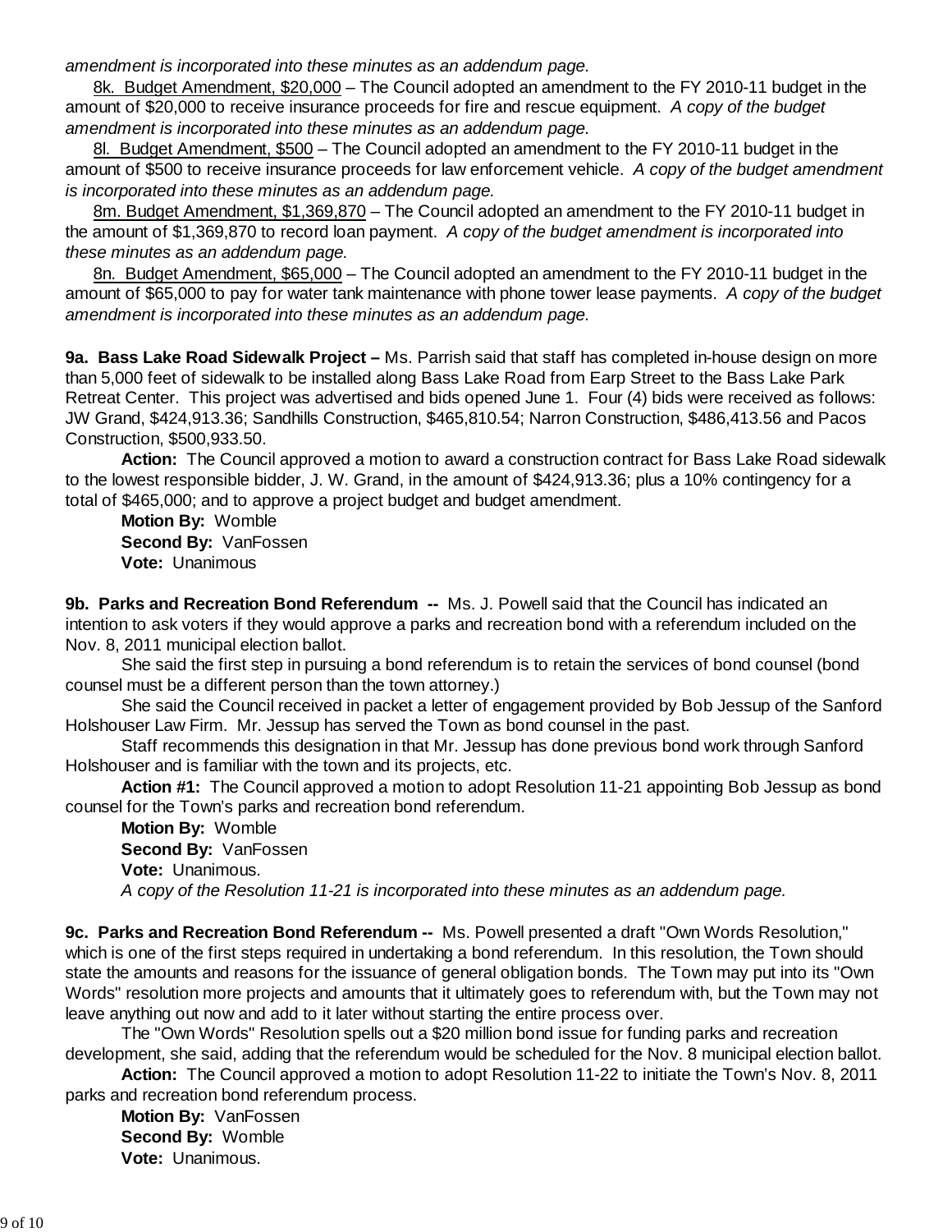*amendment is incorporated into these minutes as an addendum page.*

8k. Budget Amendment, $20,000 – The Council adopted an amendment to the FY 2010-11 budget in the amount of $20,000 to receive insurance proceeds for fire and rescue equipment. *A copy of the budget amendment is incorporated into these minutes as an addendum page.*

8l. Budget Amendment, $500 – The Council adopted an amendment to the FY 2010-11 budget in the amount of $500 to receive insurance proceeds for law enforcement vehicle. *A copy of the budget amendment is incorporated into these minutes as an addendum page.*

8m. Budget Amendment, $1,369,870 – The Council adopted an amendment to the FY 2010-11 budget in the amount of $1,369,870 to record loan payment. *A copy of the budget amendment is incorporated into these minutes as an addendum page.*

8n. Budget Amendment, $65,000 – The Council adopted an amendment to the FY 2010-11 budget in the amount of $65,000 to pay for water tank maintenance with phone tower lease payments. *A copy of the budget amendment is incorporated into these minutes as an addendum page.*

**9a. Bass Lake Road Sidewalk Project –** Ms. Parrish said that staff has completed in-house design on more than 5,000 feet of sidewalk to be installed along Bass Lake Road from Earp Street to the Bass Lake Park Retreat Center. This project was advertised and bids opened June 1. Four (4) bids were received as follows: JW Grand, $424,913.36; Sandhills Construction, $465,810.54; Narron Construction, $486,413.56 and Pacos Construction, $500,933.50.

**Action:** The Council approved a motion to award a construction contract for Bass Lake Road sidewalk to the lowest responsible bidder, J. W. Grand, in the amount of $424,913.36; plus a 10% contingency for a total of $465,000; and to approve a project budget and budget amendment.

**Motion By:** Womble
**Second By:** VanFossen
**Vote:** Unanimous

**9b. Parks and Recreation Bond Referendum --** Ms. J. Powell said that the Council has indicated an intention to ask voters if they would approve a parks and recreation bond with a referendum included on the Nov. 8, 2011 municipal election ballot.

She said the first step in pursuing a bond referendum is to retain the services of bond counsel (bond counsel must be a different person than the town attorney.)

She said the Council received in packet a letter of engagement provided by Bob Jessup of the Sanford Holshouser Law Firm. Mr. Jessup has served the Town as bond counsel in the past.

Staff recommends this designation in that Mr. Jessup has done previous bond work through Sanford Holshouser and is familiar with the town and its projects, etc.

**Action #1:** The Council approved a motion to adopt Resolution 11-21 appointing Bob Jessup as bond counsel for the Town's parks and recreation bond referendum.

**Motion By:** Womble
**Second By:** VanFossen
**Vote:** Unanimous.

*A copy of the Resolution 11-21 is incorporated into these minutes as an addendum page.*

**9c. Parks and Recreation Bond Referendum --** Ms. Powell presented a draft "Own Words Resolution," which is one of the first steps required in undertaking a bond referendum. In this resolution, the Town should state the amounts and reasons for the issuance of general obligation bonds. The Town may put into its "Own Words" resolution more projects and amounts that it ultimately goes to referendum with, but the Town may not leave anything out now and add to it later without starting the entire process over.

The "Own Words" Resolution spells out a $20 million bond issue for funding parks and recreation development, she said, adding that the referendum would be scheduled for the Nov. 8 municipal election ballot.

**Action:** The Council approved a motion to adopt Resolution 11-22 to initiate the Town's Nov. 8, 2011 parks and recreation bond referendum process.

**Motion By:** VanFossen
**Second By:** Womble
**Vote:** Unanimous.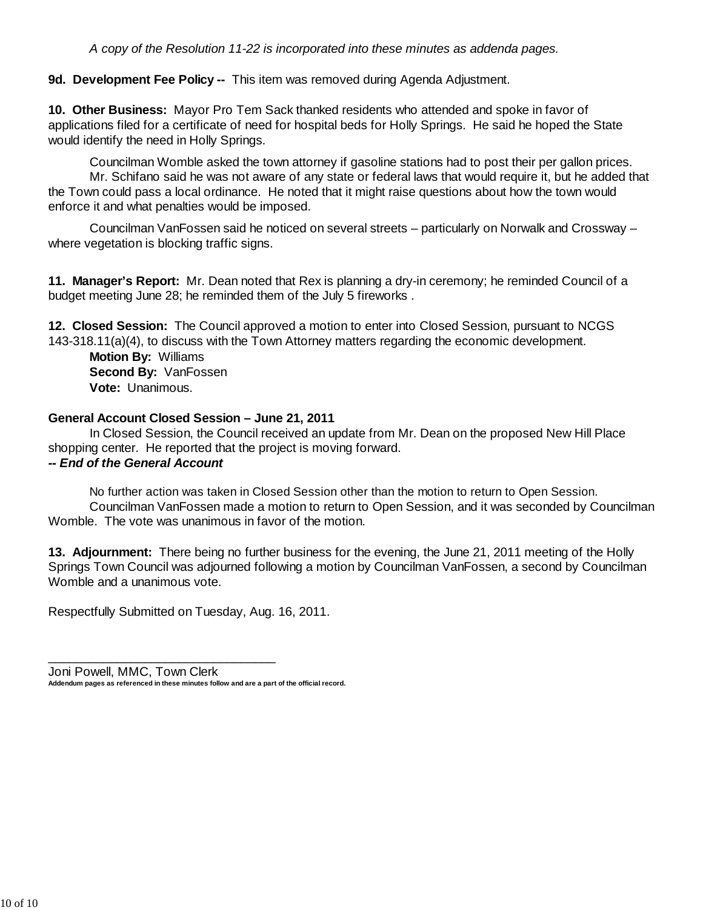*A copy of the Resolution 11-22 is incorporated into these minutes as addenda pages.*

**9d. Development Fee Policy --** This item was removed during Agenda Adjustment.

**10. Other Business:** Mayor Pro Tem Sack thanked residents who attended and spoke in favor of applications filed for a certificate of need for hospital beds for Holly Springs. He said he hoped the State would identify the need in Holly Springs.

Councilman Womble asked the town attorney if gasoline stations had to post their per gallon prices.

Mr. Schifano said he was not aware of any state or federal laws that would require it, but he added that the Town could pass a local ordinance. He noted that it might raise questions about how the town would enforce it and what penalties would be imposed.

Councilman VanFossen said he noticed on several streets – particularly on Norwalk and Crossway – where vegetation is blocking traffic signs.

**11. Manager's Report:** Mr. Dean noted that Rex is planning a dry-in ceremony; he reminded Council of a budget meeting June 28; he reminded them of the July 5 fireworks .

**12. Closed Session:** The Council approved a motion to enter into Closed Session, pursuant to NCGS 143-318.11(a)(4), to discuss with the Town Attorney matters regarding the economic development.

**Motion By:** Williams
**Second By:** VanFossen
**Vote:** Unanimous.

**General Account Closed Session – June 21, 2011**

In Closed Session, the Council received an update from Mr. Dean on the proposed New Hill Place shopping center. He reported that the project is moving forward.

***-- End of the General Account***

No further action was taken in Closed Session other than the motion to return to Open Session.

Councilman VanFossen made a motion to return to Open Session, and it was seconded by Councilman Womble. The vote was unanimous in favor of the motion.

**13. Adjournment:** There being no further business for the evening, the June 21, 2011 meeting of the Holly Springs Town Council was adjourned following a motion by Councilman VanFossen, a second by Councilman Womble and a unanimous vote.

Respectfully Submitted on Tuesday, Aug. 16, 2011.

_________________________________
Joni Powell, MMC, Town Clerk

**Addendum pages as referenced in these minutes follow and are a part of the official record.**